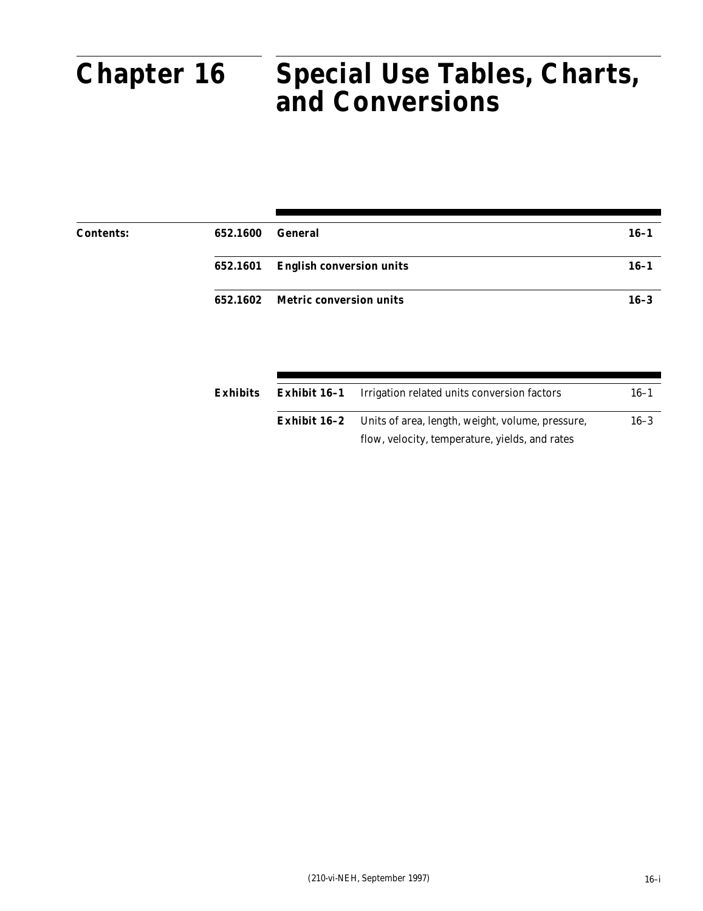# Chapter 16 Special Use Tables, Charts, and Conversions

| Contents: | | | |
|---|---|---|---|
| | 652.1600 | General | 16–1 |
| | 652.1601 | English conversion units | 16–1 |
| | 652.1602 | Metric conversion units | 16–3 |

| Exhibits | | | |
|---|---|---|---|
| | Exhibit 16–1 | Irrigation related units conversion factors | 16–1 |
| | Exhibit 16–2 | Units of area, length, weight, volume, pressure, flow, velocity, temperature, yields, and rates | 16–3 |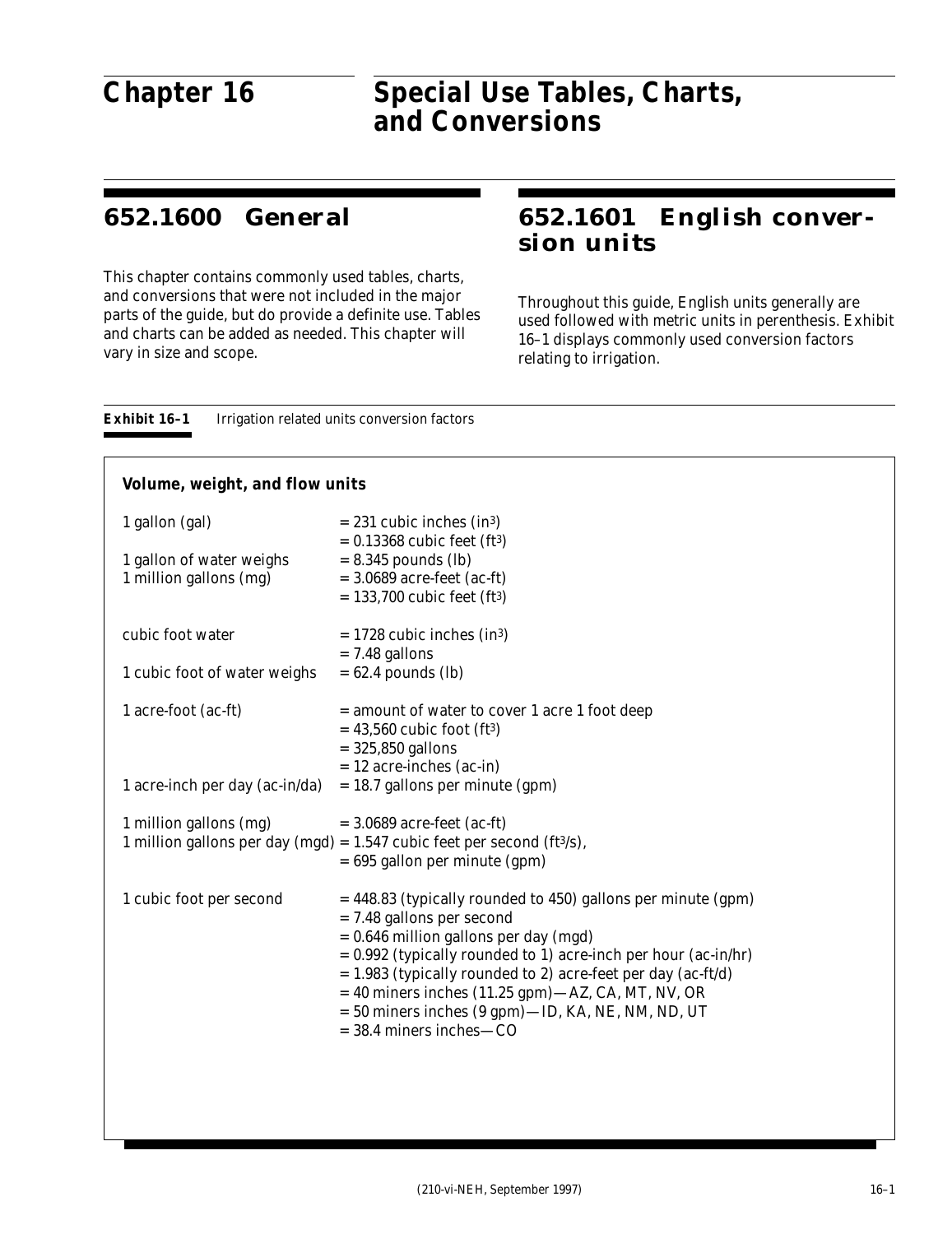# Chapter 16 Special Use Tables, Charts, and Conversions

## 652.1600 General

This chapter contains commonly used tables, charts, and conversions that were not included in the major parts of the guide, but do provide a definite use. Tables and charts can be added as needed. This chapter will vary in size and scope.

## 652.1601 English conversion units

Throughout this guide, English units generally are used followed with metric units in perenthesis. Exhibit 16–1 displays commonly used conversion factors relating to irrigation.

**Exhibit 16–1** Irrigation related units conversion factors

**Volume, weight, and flow units**

| | |
|---|---|
| 1 gallon (gal) | = 231 cubic inches ($in^3$) |
| | = 0.13368 cubic feet ($ft^3$) |
| 1 gallon of water weighs | = 8.345 pounds (lb) |
| 1 million gallons (mg) | = 3.0689 acre-feet (ac-ft) |
| | = 133,700 cubic feet ($ft^3$) |
| cubic foot water | = 1728 cubic inches ($in^3$) |
| | = 7.48 gallons |
| 1 cubic foot of water weighs | = 62.4 pounds (lb) |
| 1 acre-foot (ac-ft) | = amount of water to cover 1 acre 1 foot deep |
| | = 43,560 cubic foot ($ft^3$) |
| | = 325,850 gallons |
| | = 12 acre-inches (ac-in) |
| 1 acre-inch per day (ac-in/da) | = 18.7 gallons per minute (gpm) |
| 1 million gallons (mg) | = 3.0689 acre-feet (ac-ft) |
| 1 million gallons per day (mgd) | = 1.547 cubic feet per second ($ft^3/s$), |
| | = 695 gallon per minute (gpm) |
| 1 cubic foot per second | = 448.83 (typically rounded to 450) gallons per minute (gpm) |
| | = 7.48 gallons per second |
| | = 0.646 million gallons per day (mgd) |
| | = 0.992 (typically rounded to 1) acre-inch per hour (ac-in/hr) |
| | = 1.983 (typically rounded to 2) acre-feet per day (ac-ft/d) |
| | = 40 miners inches (11.25 gpm)—AZ, CA, MT, NV, OR |
| | = 50 miners inches (9 gpm)—ID, KA, NE, NM, ND, UT |
| | = 38.4 miners inches—CO |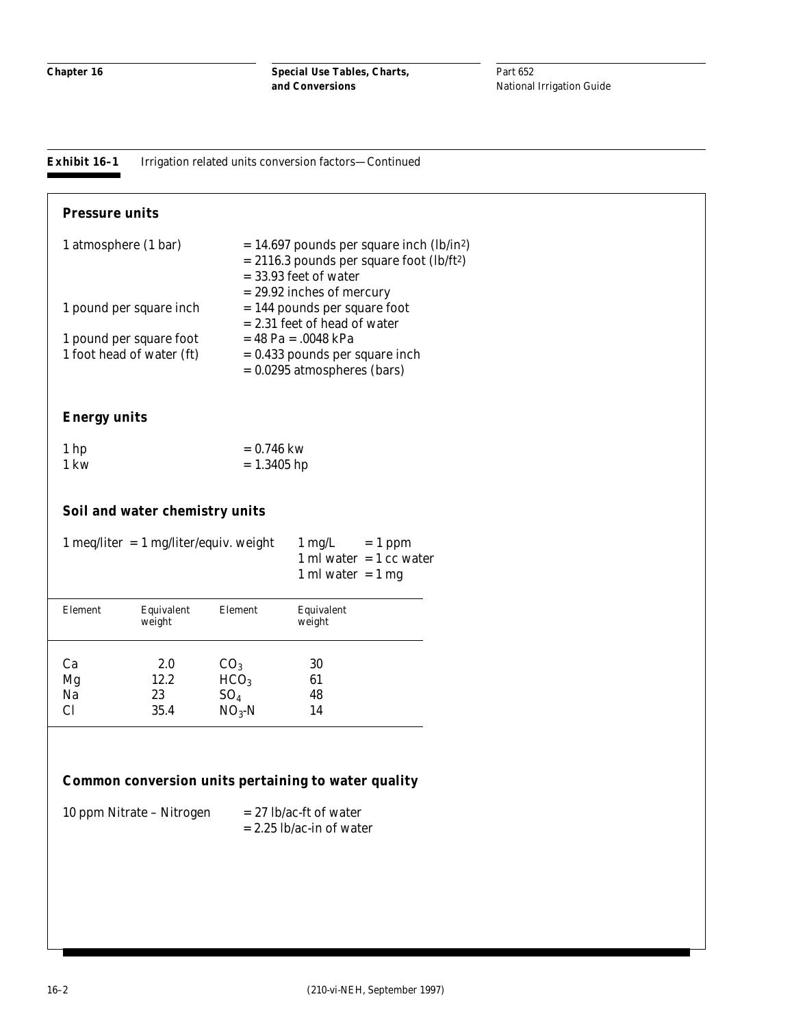**Exhibit 16–1** Irrigation related units conversion factors—Continued

## Pressure units

| | |
|---|---|
| 1 atmosphere (1 bar) | = 14.697 pounds per square inch ($lb/in^2$) |
| | = 2116.3 pounds per square foot ($lb/ft^2$) |
| | = 33.93 feet of water |
| | = 29.92 inches of mercury |
| 1 pound per square inch | = 144 pounds per square foot |
| | = 2.31 feet of head of water |
| 1 pound per square foot | = 48 Pa = .0048 kPa |
| 1 foot head of water (ft) | = 0.433 pounds per square inch |
| | = 0.0295 atmospheres (bars) |

## Energy units

| | |
|---|---|
| 1 hp | = 0.746 kw |
| 1 kw | = 1.3405 hp |

## Soil and water chemistry units

1 meq/liter = 1 mg/liter/equiv. weight

1 mg/L = 1 ppm
1 ml water = 1 cc water
1 ml water = 1 mg

| Element | Equivalent weight | Element | Equivalent weight |
|---|---|---|---|
| Ca | 2.0 | $CO_3$ | 30 |
| Mg | 12.2 | $HCO_3$ | 61 |
| Na | 23 | $SO_4$ | 48 |
| Cl | 35.4 | $NO_3$-N | 14 |

## Common conversion units pertaining to water quality

| | |
|---|---|
| 10 ppm Nitrate – Nitrogen | = 27 lb/ac-ft of water |
| | = 2.25 lb/ac-in of water |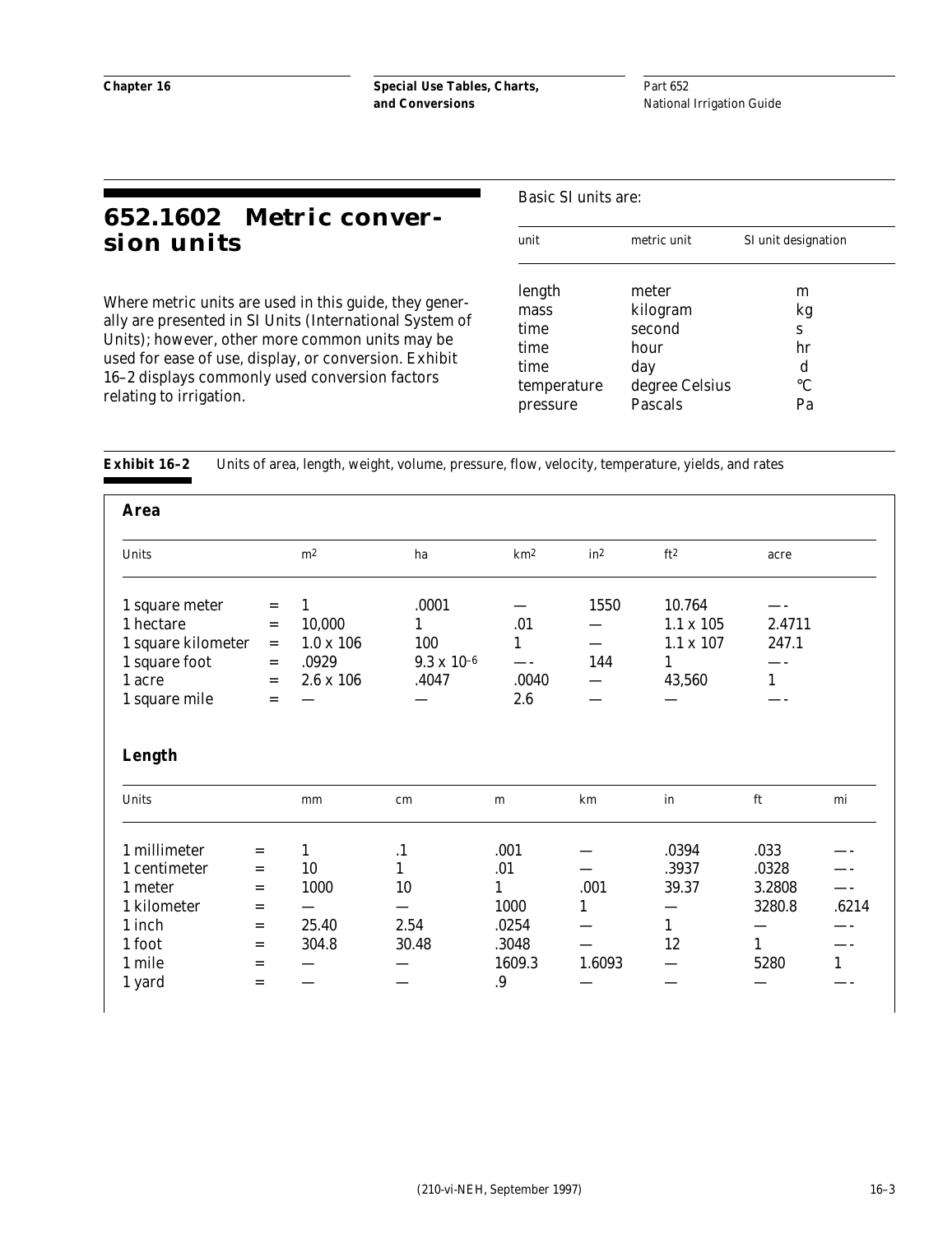## 652.1602 Metric conversion units

Where metric units are used in this guide, they generally are presented in SI Units (International System of Units); however, other more common units may be used for ease of use, display, or conversion. Exhibit 16–2 displays commonly used conversion factors relating to irrigation.

Basic SI units are:

| unit | metric unit | SI unit designation |
|---|---|---|
| length | meter | m |
| mass | kilogram | kg |
| time | second | s |
| time | hour | hr |
| time | day | d |
| temperature | degree Celsius | °C |
| pressure | Pascals | Pa |

**Exhibit 16–2** Units of area, length, weight, volume, pressure, flow, velocity, temperature, yields, and rates

### Area

| Units | | $m^2$ | ha | $km^2$ | $in^2$ | $ft^2$ | acre |
|---|---|---|---|---|---|---|---|
| 1 square meter | = | 1 | .0001 | — | 1550 | 10.764 | —- |
| 1 hectare | = | 10,000 | 1 | .01 | — | 1.1 x 105 | 2.4711 |
| 1 square kilometer | = | 1.0 x 106 | 100 | 1 | — | 1.1 x 107 | 247.1 |
| 1 square foot | = | .0929 | $9.3 \times 10^{-6}$ | —- | 144 | 1 | —- |
| 1 acre | = | 2.6 x 106 | .4047 | .0040 | — | 43,560 | 1 |
| 1 square mile | = | — | — | 2.6 | — | — | —- |

### Length

| Units | | mm | cm | m | km | in | ft | mi |
|---|---|---|---|---|---|---|---|---|
| 1 millimeter | = | 1 | .1 | .001 | — | .0394 | .033 | —- |
| 1 centimeter | = | 10 | 1 | .01 | — | .3937 | .0328 | —- |
| 1 meter | = | 1000 | 10 | 1 | .001 | 39.37 | 3.2808 | —- |
| 1 kilometer | = | — | — | 1000 | 1 | — | 3280.8 | .6214 |
| 1 inch | = | 25.40 | 2.54 | .0254 | — | 1 | — | —- |
| 1 foot | = | 304.8 | 30.48 | .3048 | — | 12 | 1 | —- |
| 1 mile | = | — | — | 1609.3 | 1.6093 | — | 5280 | 1 |
| 1 yard | = | — | — | .9 | — | — | — | —- |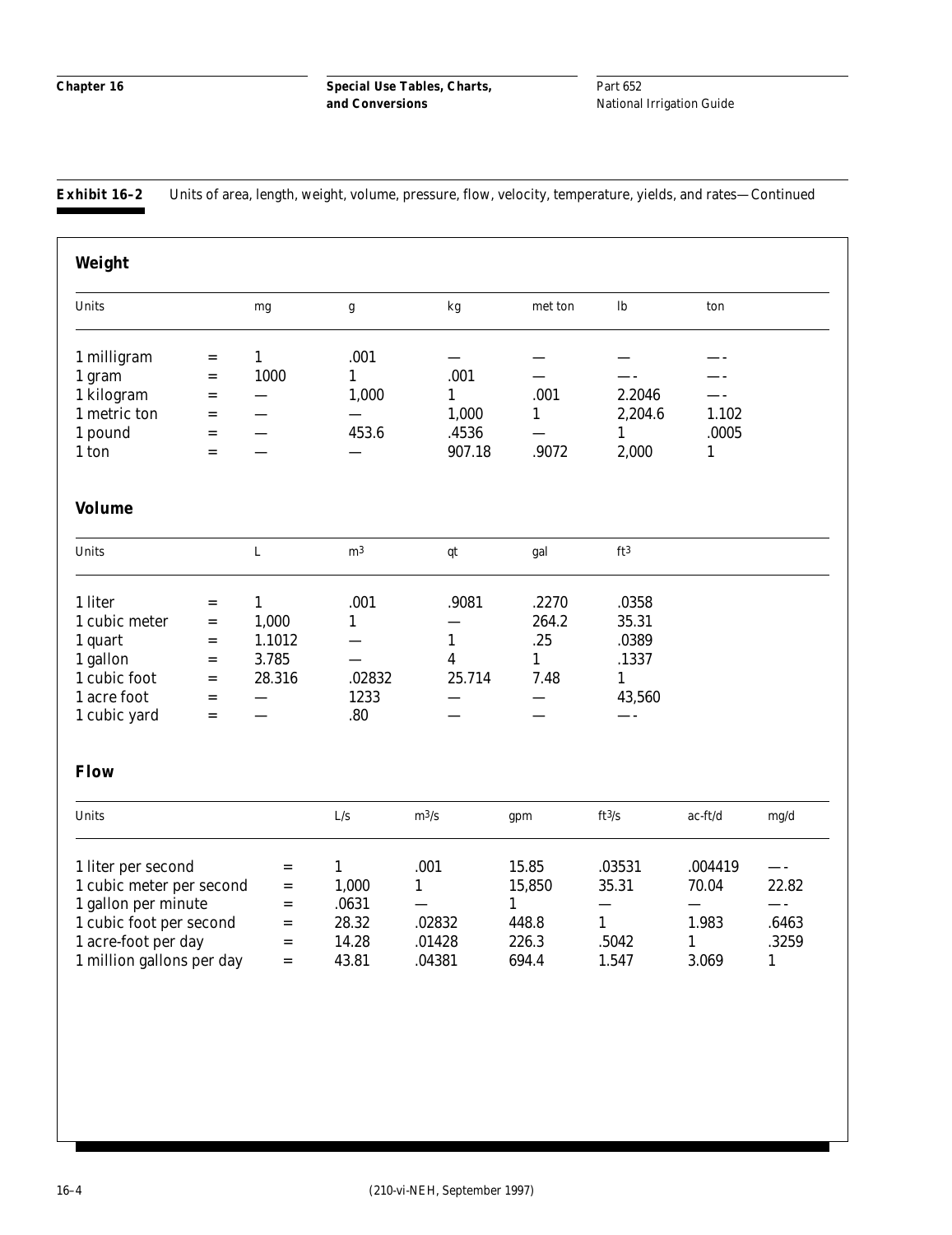**Exhibit 16–2** Units of area, length, weight, volume, pressure, flow, velocity, temperature, yields, and rates—Continued

### Weight

| Units | | mg | g | kg | met ton | lb | ton |
|---|---|---|---|---|---|---|---|
| 1 milligram | = | 1 | .001 | — | — | — | — |
| 1 gram | = | 1000 | 1 | .001 | — | — | — |
| 1 kilogram | = | — | 1,000 | 1 | .001 | 2.2046 | — |
| 1 metric ton | = | — | — | 1,000 | 1 | 2,204.6 | 1.102 |
| 1 pound | = | — | 453.6 | .4536 | — | 1 | .0005 |
| 1 ton | = | — | — | 907.18 | .9072 | 2,000 | 1 |

### Volume

| Units | | L | $m^3$ | qt | gal | $ft^3$ |
|---|---|---|---|---|---|---|
| 1 liter | = | 1 | .001 | .9081 | .2270 | .0358 |
| 1 cubic meter | = | 1,000 | 1 | — | 264.2 | 35.31 |
| 1 quart | = | 1.1012 | — | 1 | .25 | .0389 |
| 1 gallon | = | 3.785 | — | 4 | 1 | .1337 |
| 1 cubic foot | = | 28.316 | .02832 | 25.714 | 7.48 | 1 |
| 1 acre foot | = | — | 1233 | — | — | 43,560 |
| 1 cubic yard | = | — | .80 | — | — | — |

### Flow

| Units | | L/s | $m^3/s$ | gpm | $ft^3/s$ | ac-ft/d | mg/d |
|---|---|---|---|---|---|---|---|
| 1 liter per second | = | 1 | .001 | 15.85 | .03531 | .004419 | — |
| 1 cubic meter per second | = | 1,000 | 1 | 15,850 | 35.31 | 70.04 | 22.82 |
| 1 gallon per minute | = | .0631 | — | 1 | — | — | — |
| 1 cubic foot per second | = | 28.32 | .02832 | 448.8 | 1 | 1.983 | .6463 |
| 1 acre-foot per day | = | 14.28 | .01428 | 226.3 | .5042 | 1 | .3259 |
| 1 million gallons per day | = | 43.81 | .04381 | 694.4 | 1.547 | 3.069 | 1 |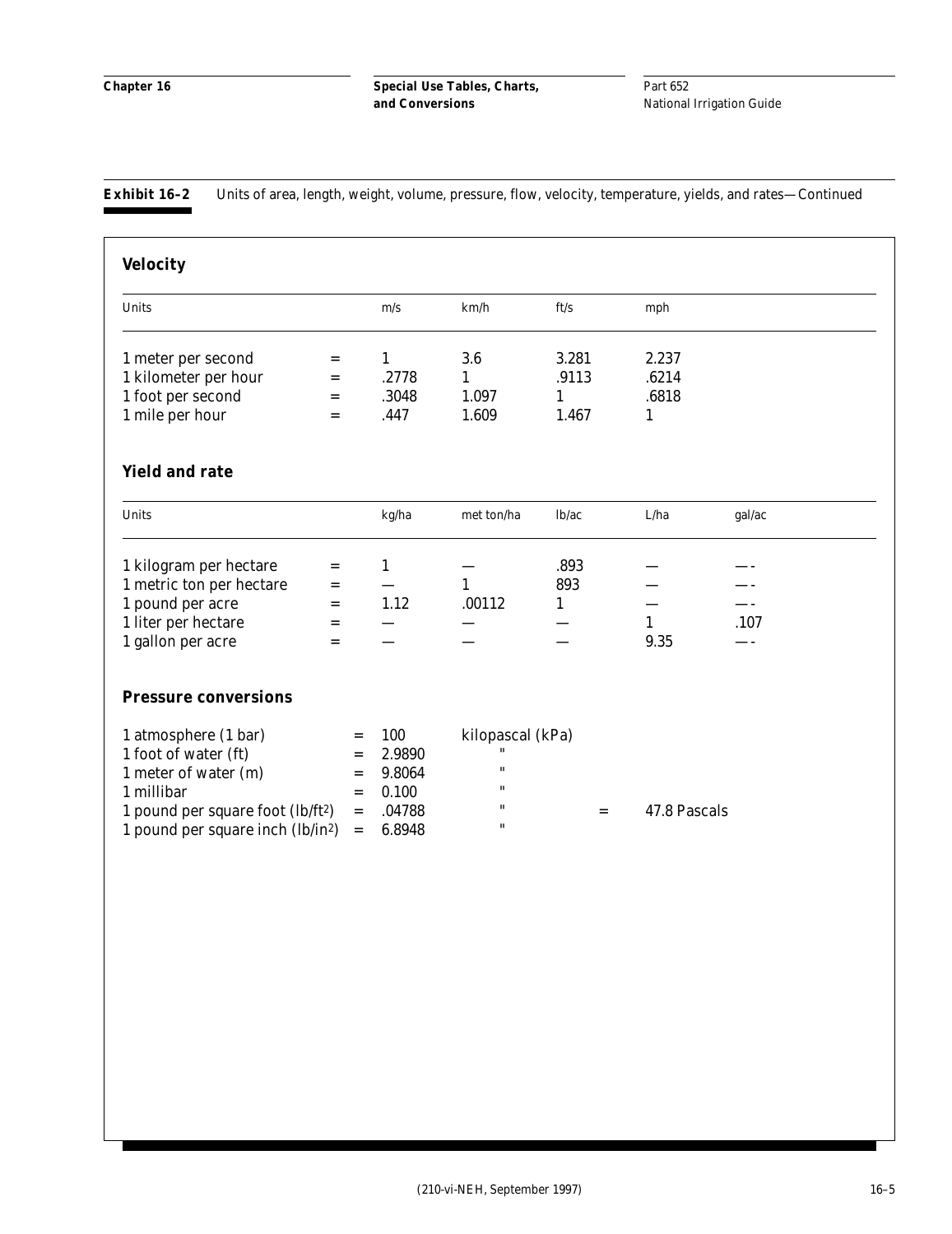**Exhibit 16–2** Units of area, length, weight, volume, pressure, flow, velocity, temperature, yields, and rates—Continued

### Velocity

| Units | | m/s | km/h | ft/s | mph |
|---|---|---|---|---|---|
| 1 meter per second | = | 1 | 3.6 | 3.281 | 2.237 |
| 1 kilometer per hour | = | .2778 | 1 | .9113 | .6214 |
| 1 foot per second | = | .3048 | 1.097 | 1 | .6818 |
| 1 mile per hour | = | .447 | 1.609 | 1.467 | 1 |

### Yield and rate

| Units | | kg/ha | met ton/ha | lb/ac | L/ha | gal/ac |
|---|---|---|---|---|---|---|
| 1 kilogram per hectare | = | 1 | — | .893 | — | — |
| 1 metric ton per hectare | = | — | 1 | 893 | — | — |
| 1 pound per acre | = | 1.12 | .00112 | 1 | — | — |
| 1 liter per hectare | = | — | — | — | 1 | .107 |
| 1 gallon per acre | = | — | — | — | 9.35 | — |

### Pressure conversions

| | | | | | |
|---|---|---|---|---|---|
| 1 atmosphere (1 bar) | = | 100 | kilopascal (kPa) | | |
| 1 foot of water (ft) | = | 2.9890 | " | | |
| 1 meter of water (m) | = | 9.8064 | " | | |
| 1 millibar | = | 0.100 | " | | |
| 1 pound per square foot (lb/ft$^2$) | = | .04788 | " | = | 47.8 Pascals |
| 1 pound per square inch (lb/in$^2$) | = | 6.8948 | " | | |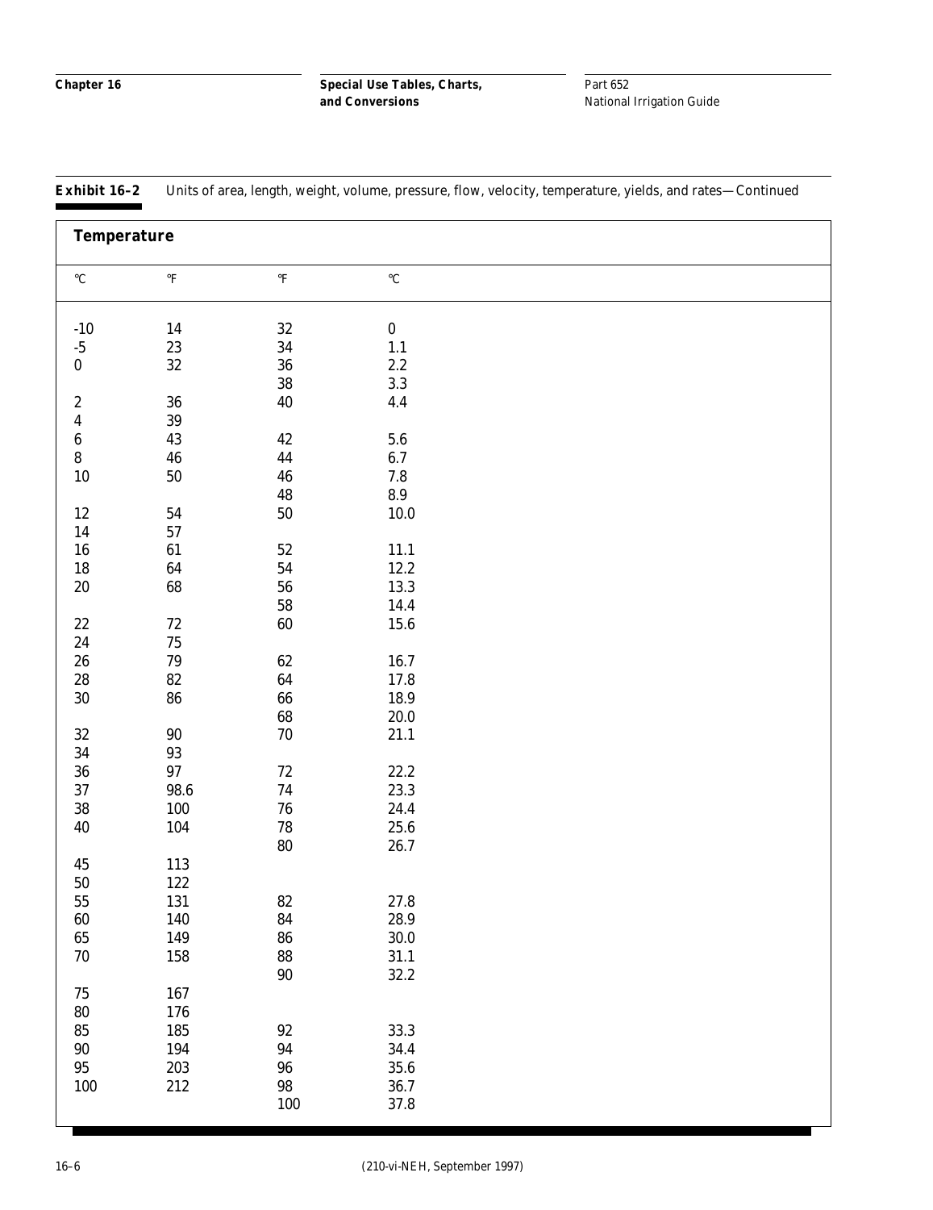**Exhibit 16–2** Units of area, length, weight, volume, pressure, flow, velocity, temperature, yields, and rates—Continued

**Temperature**

| °C | °F | °F | °C |
|---|---|---|---|
| -10 | 14 | 32 | 0 |
| -5 | 23 | 34 | 1.1 |
| 0 | 32 | 36 | 2.2 |
| | | 38 | 3.3 |
| 2 | 36 | 40 | 4.4 |
| 4 | 39 | | |
| 6 | 43 | 42 | 5.6 |
| 8 | 46 | 44 | 6.7 |
| 10 | 50 | 46 | 7.8 |
| | | 48 | 8.9 |
| 12 | 54 | 50 | 10.0 |
| 14 | 57 | | |
| 16 | 61 | 52 | 11.1 |
| 18 | 64 | 54 | 12.2 |
| 20 | 68 | 56 | 13.3 |
| | | 58 | 14.4 |
| 22 | 72 | 60 | 15.6 |
| 24 | 75 | | |
| 26 | 79 | 62 | 16.7 |
| 28 | 82 | 64 | 17.8 |
| 30 | 86 | 66 | 18.9 |
| | | 68 | 20.0 |
| 32 | 90 | 70 | 21.1 |
| 34 | 93 | | |
| 36 | 97 | 72 | 22.2 |
| 37 | 98.6 | 74 | 23.3 |
| 38 | 100 | 76 | 24.4 |
| 40 | 104 | 78 | 25.6 |
| | | 80 | 26.7 |
| 45 | 113 | | |
| 50 | 122 | | |
| 55 | 131 | 82 | 27.8 |
| 60 | 140 | 84 | 28.9 |
| 65 | 149 | 86 | 30.0 |
| 70 | 158 | 88 | 31.1 |
| | | 90 | 32.2 |
| 75 | 167 | | |
| 80 | 176 | | |
| 85 | 185 | 92 | 33.3 |
| 90 | 194 | 94 | 34.4 |
| 95 | 203 | 96 | 35.6 |
| 100 | 212 | 98 | 36.7 |
| | | 100 | 37.8 |